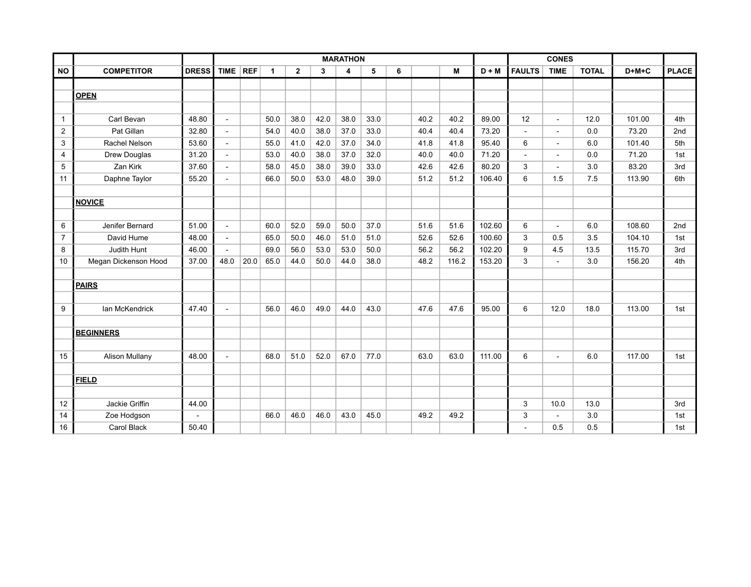| | | | MARATHON | | | | | | | | | | | CONES | | | | |
|---|---|---|---|---|---|---|---|---|---|---|---|---|---|---|---|---|---|---|
| NO | COMPETITOR | DRESS | TIME | REF | 1 | 2 | 3 | 4 | 5 | 6 | | M | D + M | FAULTS | TIME | TOTAL | D+M+C | PLACE |
| | **OPEN** | | | | | | | | | | | | | | | | | |
| 1 | Carl Bevan | 48.80 | - | | 50.0 | 38.0 | 42.0 | 38.0 | 33.0 | | 40.2 | 40.2 | 89.00 | 12 | - | 12.0 | 101.00 | 4th |
| 2 | Pat Gillan | 32.80 | - | | 54.0 | 40.0 | 38.0 | 37.0 | 33.0 | | 40.4 | 40.4 | 73.20 | - | - | 0.0 | 73.20 | 2nd |
| 3 | Rachel Nelson | 53.60 | - | | 55.0 | 41.0 | 42.0 | 37.0 | 34.0 | | 41.8 | 41.8 | 95.40 | 6 | - | 6.0 | 101.40 | 5th |
| 4 | Drew Douglas | 31.20 | - | | 53.0 | 40.0 | 38.0 | 37.0 | 32.0 | | 40.0 | 40.0 | 71.20 | - | - | 0.0 | 71.20 | 1st |
| 5 | Zan Kirk | 37.60 | - | | 58.0 | 45.0 | 38.0 | 39.0 | 33.0 | | 42.6 | 42.6 | 80.20 | 3 | - | 3.0 | 83.20 | 3rd |
| 11 | Daphne Taylor | 55.20 | - | | 66.0 | 50.0 | 53.0 | 48.0 | 39.0 | | 51.2 | 51.2 | 106.40 | 6 | 1.5 | 7.5 | 113.90 | 6th |
| | **NOVICE** | | | | | | | | | | | | | | | | | |
| 6 | Jenifer Bernard | 51.00 | - | | 60.0 | 52.0 | 59.0 | 50.0 | 37.0 | | 51.6 | 51.6 | 102.60 | 6 | - | 6.0 | 108.60 | 2nd |
| 7 | David Hume | 48.00 | - | | 65.0 | 50.0 | 46.0 | 51.0 | 51.0 | | 52.6 | 52.6 | 100.60 | 3 | 0.5 | 3.5 | 104.10 | 1st |
| 8 | Judith Hunt | 46.00 | - | | 69.0 | 56.0 | 53.0 | 53.0 | 50.0 | | 56.2 | 56.2 | 102.20 | 9 | 4.5 | 13.5 | 115.70 | 3rd |
| 10 | Megan Dickenson Hood | 37.00 | 48.0 | 20.0 | 65.0 | 44.0 | 50.0 | 44.0 | 38.0 | | 48.2 | 116.2 | 153.20 | 3 | - | 3.0 | 156.20 | 4th |
| | **PAIRS** | | | | | | | | | | | | | | | | | |
| 9 | Ian McKendrick | 47.40 | - | | 56.0 | 46.0 | 49.0 | 44.0 | 43.0 | | 47.6 | 47.6 | 95.00 | 6 | 12.0 | 18.0 | 113.00 | 1st |
| | **BEGINNERS** | | | | | | | | | | | | | | | | | |
| 15 | Alison Mullany | 48.00 | - | | 68.0 | 51.0 | 52.0 | 67.0 | 77.0 | | 63.0 | 63.0 | 111.00 | 6 | - | 6.0 | 117.00 | 1st |
| | **FIELD** | | | | | | | | | | | | | | | | | |
| 12 | Jackie Griffin | 44.00 | | | | | | | | | | | | 3 | 10.0 | 13.0 | | 3rd |
| 14 | Zoe Hodgson | - | | | 66.0 | 46.0 | 46.0 | 43.0 | 45.0 | | 49.2 | 49.2 | | 3 | - | 3.0 | | 1st |
| 16 | Carol Black | 50.40 | | | | | | | | | | | | - | 0.5 | 0.5 | | 1st |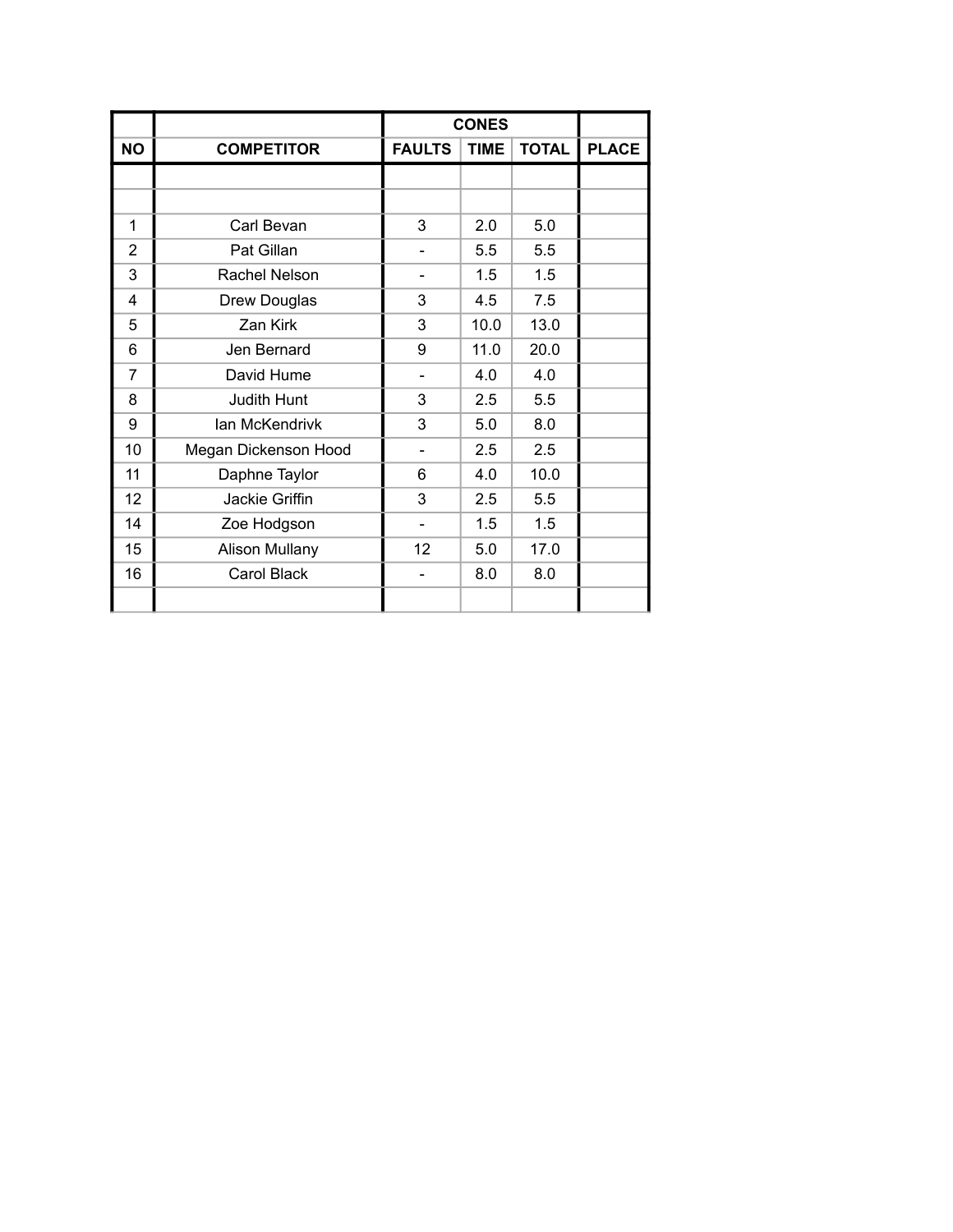| | | CONES | | | |
|---|---|---|---|---|---|
| NO | COMPETITOR | FAULTS | TIME | TOTAL | PLACE |
| | | | | | |
| | | | | | |
| 1 | Carl Bevan | 3 | 2.0 | 5.0 | |
| 2 | Pat Gillan | - | 5.5 | 5.5 | |
| 3 | Rachel Nelson | - | 1.5 | 1.5 | |
| 4 | Drew Douglas | 3 | 4.5 | 7.5 | |
| 5 | Zan Kirk | 3 | 10.0 | 13.0 | |
| 6 | Jen Bernard | 9 | 11.0 | 20.0 | |
| 7 | David Hume | - | 4.0 | 4.0 | |
| 8 | Judith Hunt | 3 | 2.5 | 5.5 | |
| 9 | Ian McKendrivk | 3 | 5.0 | 8.0 | |
| 10 | Megan Dickenson Hood | - | 2.5 | 2.5 | |
| 11 | Daphne Taylor | 6 | 4.0 | 10.0 | |
| 12 | Jackie Griffin | 3 | 2.5 | 5.5 | |
| 14 | Zoe Hodgson | - | 1.5 | 1.5 | |
| 15 | Alison Mullany | 12 | 5.0 | 17.0 | |
| 16 | Carol Black | - | 8.0 | 8.0 | |
| | | | | | |